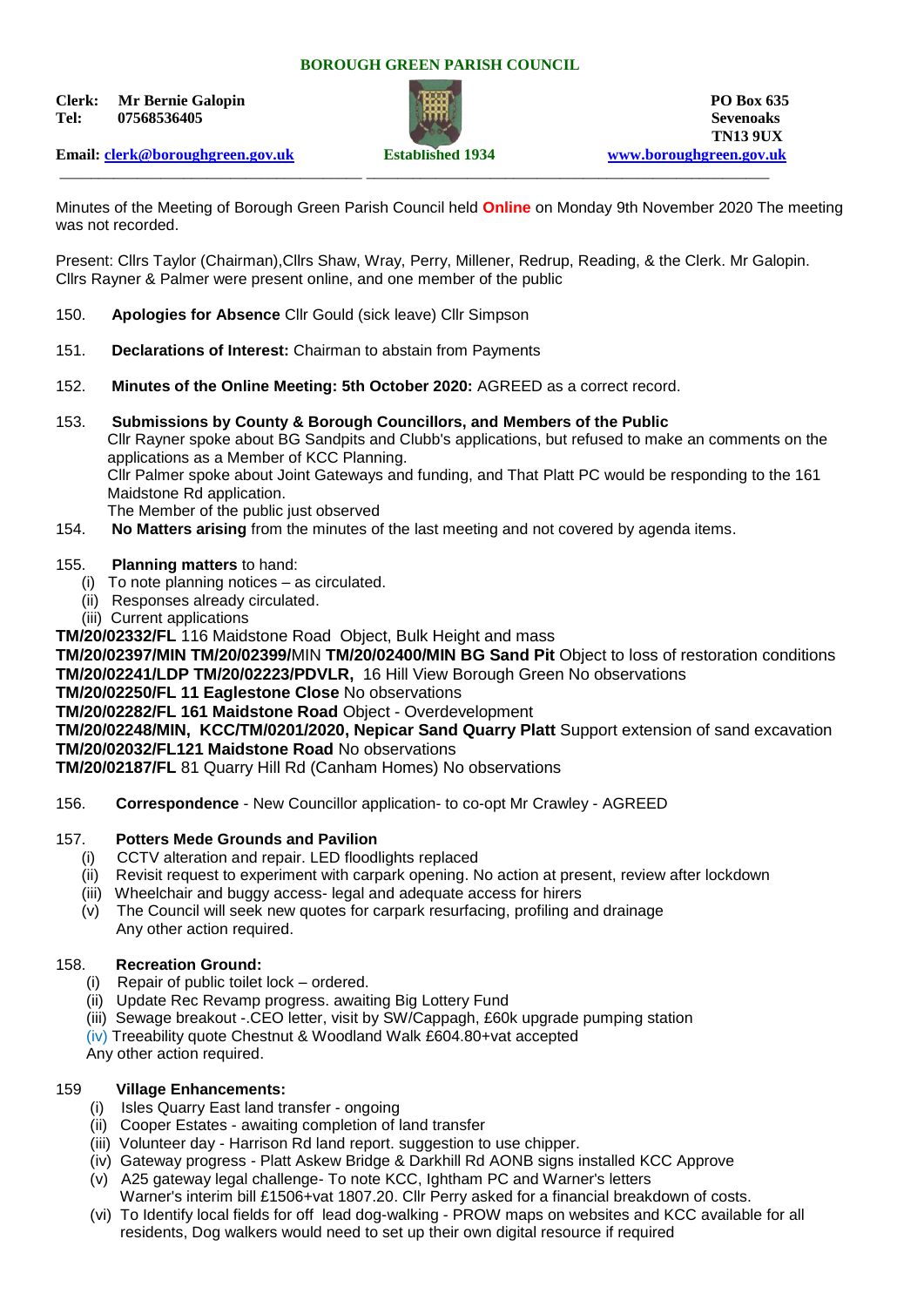**BOROUGH GREEN PARISH COUNCIL**

**Clerk: Mr Bernie Galopin**
**Tel: 07568536405**

**Email: clerk@boroughgreen.gov.uk**

**Established 1934**

**PO Box 635**
**Sevenoaks**
**TN13 9UX**
**www.boroughgreen.gov.uk**

---

Minutes of the Meeting of Borough Green Parish Council held **Online** on Monday 9th November 2020 The meeting was not recorded.

Present: Cllrs Taylor (Chairman),Cllrs Shaw, Wray, Perry, Millener, Redrup, Reading, & the Clerk. Mr Galopin. Cllrs Rayner & Palmer were present online, and one member of the public

150. **Apologies for Absence** Cllr Gould (sick leave) Cllr Simpson

151. **Declarations of Interest:** Chairman to abstain from Payments

152. **Minutes of the Online Meeting: 5th October 2020:** AGREED as a correct record.

153. **Submissions by County & Borough Councillors, and Members of the Public**
Cllr Rayner spoke about BG Sandpits and Clubb's applications, but refused to make an comments on the applications as a Member of KCC Planning.
Cllr Palmer spoke about Joint Gateways and funding, and That Platt PC would be responding to the 161 Maidstone Rd application.
The Member of the public just observed

154. **No Matters arising** from the minutes of the last meeting and not covered by agenda items.

155. **Planning matters** to hand:
(i) To note planning notices – as circulated.
(ii) Responses already circulated.
(iii) Current applications

**TM/20/02332/FL** 116 Maidstone Road Object, Bulk Height and mass
**TM/20/02397/MIN TM/20/02399/**MIN **TM/20/02400/MIN BG Sand Pit** Object to loss of restoration conditions
**TM/20/02241/LDP TM/20/02223/PDVLR,** 16 Hill View Borough Green No observations
**TM/20/02250/FL 11 Eaglestone Close** No observations
**TM/20/02282/FL 161 Maidstone Road** Object - Overdevelopment
**TM/20/02248/MIN, KCC/TM/0201/2020, Nepicar Sand Quarry Platt** Support extension of sand excavation
**TM/20/02032/FL121 Maidstone Road** No observations
**TM/20/02187/FL** 81 Quarry Hill Rd (Canham Homes) No observations

156. **Correspondence** - New Councillor application- to co-opt Mr Crawley - AGREED

157. **Potters Mede Grounds and Pavilion**
(i) CCTV alteration and repair. LED floodlights replaced
(ii) Revisit request to experiment with carpark opening. No action at present, review after lockdown
(iii) Wheelchair and buggy access- legal and adequate access for hirers
(v) The Council will seek new quotes for carpark resurfacing, profiling and drainage
Any other action required.

158. **Recreation Ground:**
(i) Repair of public toilet lock – ordered.
(ii) Update Rec Revamp progress. awaiting Big Lottery Fund
(iii) Sewage breakout -.CEO letter, visit by SW/Cappagh, £60k upgrade pumping station
(iv) Treeability quote Chestnut & Woodland Walk £604.80+vat accepted
Any other action required.

159 **Village Enhancements:**
(i) Isles Quarry East land transfer - ongoing
(ii) Cooper Estates - awaiting completion of land transfer
(iii) Volunteer day - Harrison Rd land report. suggestion to use chipper.
(iv) Gateway progress - Platt Askew Bridge & Darkhill Rd AONB signs installed KCC Approve
(v) A25 gateway legal challenge- To note KCC, Ightham PC and Warner's letters
Warner's interim bill £1506+vat 1807.20. Cllr Perry asked for a financial breakdown of costs.
(vi) To Identify local fields for off lead dog-walking - PROW maps on websites and KCC available for all residents, Dog walkers would need to set up their own digital resource if required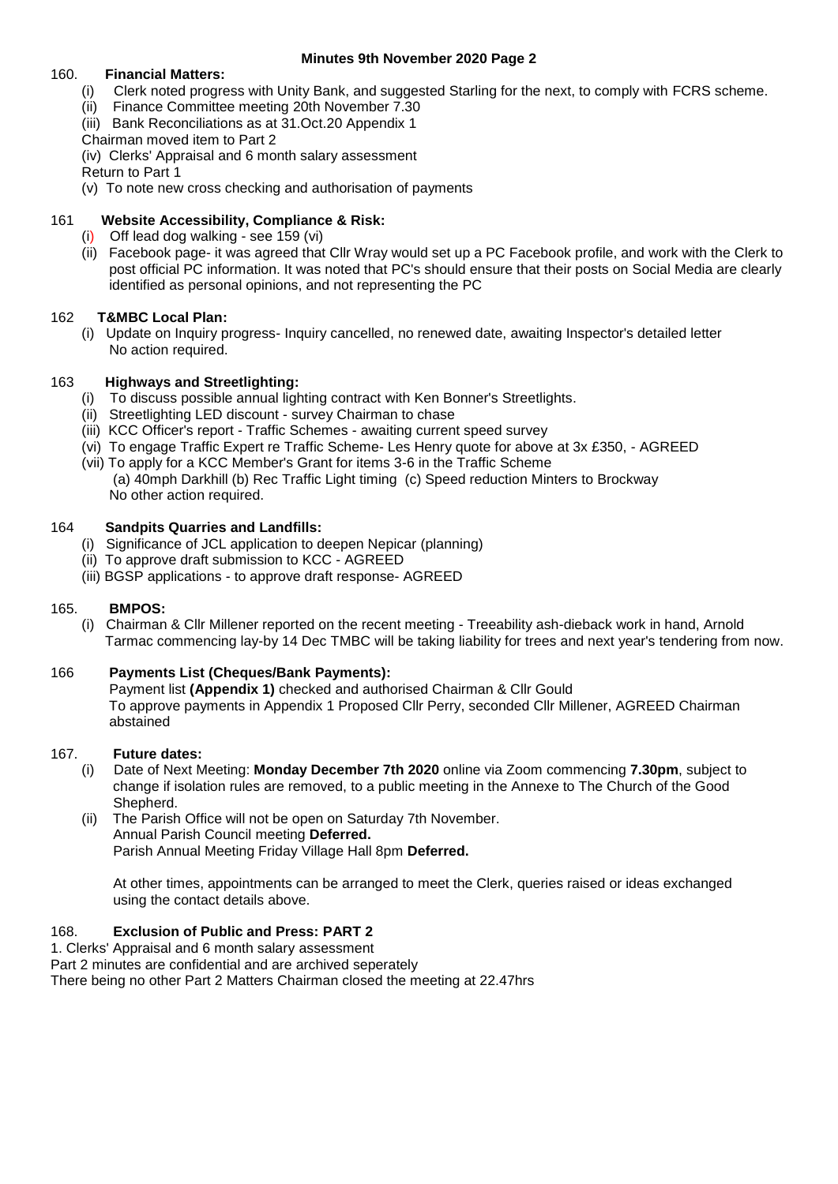**Minutes 9th November 2020 Page 2**

160. **Financial Matters:**
   (i) Clerk noted progress with Unity Bank, and suggested Starling for the next, to comply with FCRS scheme.
   (ii) Finance Committee meeting 20th November 7.30
   (iii) Bank Reconciliations as at 31.Oct.20 Appendix 1
   Chairman moved item to Part 2
   (iv) Clerks' Appraisal and 6 month salary assessment
   Return to Part 1
   (v) To note new cross checking and authorisation of payments

161 **Website Accessibility, Compliance & Risk:**
   (i) Off lead dog walking - see 159 (vi)
   (ii) Facebook page- it was agreed that Cllr Wray would set up a PC Facebook profile, and work with the Clerk to post official PC information. It was noted that PC's should ensure that their posts on Social Media are clearly identified as personal opinions, and not representing the PC

162 **T&MBC Local Plan:**
   (i) Update on Inquiry progress- Inquiry cancelled, no renewed date, awaiting Inspector's detailed letter
   No action required.

163 **Highways and Streetlighting:**
   (i) To discuss possible annual lighting contract with Ken Bonner's Streetlights.
   (ii) Streetlighting LED discount - survey Chairman to chase
   (iii) KCC Officer's report - Traffic Schemes - awaiting current speed survey
   (vi) To engage Traffic Expert re Traffic Scheme- Les Henry quote for above at 3x £350, - AGREED
   (vii) To apply for a KCC Member's Grant for items 3-6 in the Traffic Scheme
   (a) 40mph Darkhill (b) Rec Traffic Light timing (c) Speed reduction Minters to Brockway
   No other action required.

164 **Sandpits Quarries and Landfills:**
   (i) Significance of JCL application to deepen Nepicar (planning)
   (ii) To approve draft submission to KCC - AGREED
   (iii) BGSP applications - to approve draft response- AGREED

165. **BMPOS:**
   (i) Chairman & Cllr Millener reported on the recent meeting - Treeability ash-dieback work in hand, Arnold Tarmac commencing lay-by 14 Dec TMBC will be taking liability for trees and next year's tendering from now.

166 **Payments List (Cheques/Bank Payments):**
   Payment list **(Appendix 1)** checked and authorised Chairman & Cllr Gould
   To approve payments in Appendix 1 Proposed Cllr Perry, seconded Cllr Millener, AGREED Chairman abstained

167. **Future dates:**
   (i) Date of Next Meeting: **Monday December 7th 2020** online via Zoom commencing **7.30pm**, subject to change if isolation rules are removed, to a public meeting in the Annexe to The Church of the Good Shepherd.
   (ii) The Parish Office will not be open on Saturday 7th November.
   Annual Parish Council meeting **Deferred.**
   Parish Annual Meeting Friday Village Hall 8pm **Deferred.**

   At other times, appointments can be arranged to meet the Clerk, queries raised or ideas exchanged using the contact details above.

168. **Exclusion of Public and Press: PART 2**
1. Clerks' Appraisal and 6 month salary assessment
Part 2 minutes are confidential and are archived seperately
There being no other Part 2 Matters Chairman closed the meeting at 22.47hrs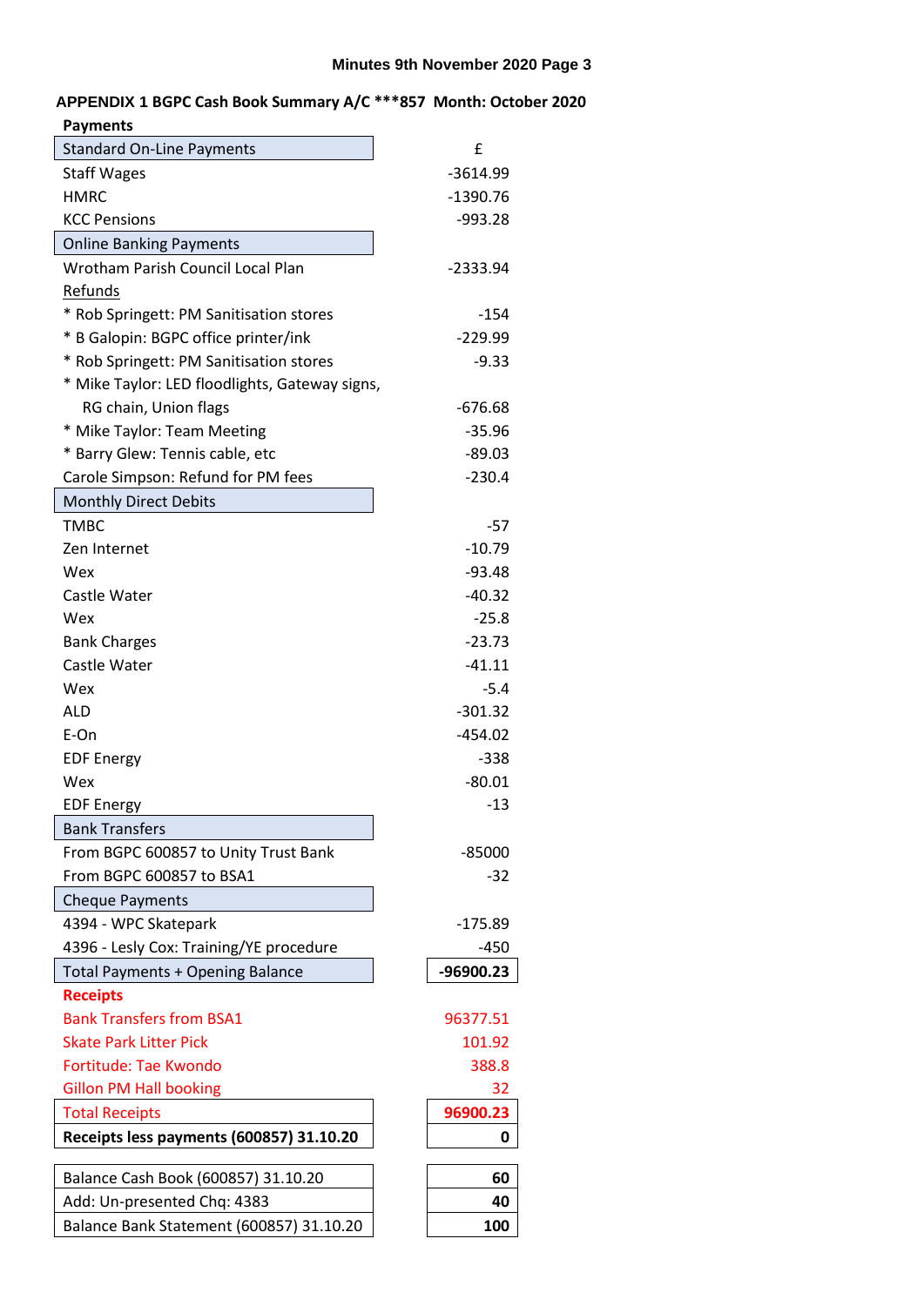Minutes 9th November 2020 Page 3

## APPENDIX 1 BGPC Cash Book Summary A/C ***857 Month: October 2020

**Payments**

| Standard On-Line Payments | £ |
|---|---|
| Staff Wages | -3614.99 |
| HMRC | -1390.76 |
| KCC Pensions | -993.28 |
| **Online Banking Payments** | |
| Wrotham Parish Council Local Plan | -2333.94 |
| Refunds | |
| * Rob Springett: PM Sanitisation stores | -154 |
| * B Galopin: BGPC office printer/ink | -229.99 |
| * Rob Springett: PM Sanitisation stores | -9.33 |
| * Mike Taylor: LED floodlights, Gateway signs, RG chain, Union flags | -676.68 |
| * Mike Taylor: Team Meeting | -35.96 |
| * Barry Glew: Tennis cable, etc | -89.03 |
| Carole Simpson: Refund for PM fees | -230.4 |
| **Monthly Direct Debits** | |
| TMBC | -57 |
| Zen Internet | -10.79 |
| Wex | -93.48 |
| Castle Water | -40.32 |
| Wex | -25.8 |
| Bank Charges | -23.73 |
| Castle Water | -41.11 |
| Wex | -5.4 |
| ALD | -301.32 |
| E-On | -454.02 |
| EDF Energy | -338 |
| Wex | -80.01 |
| EDF Energy | -13 |
| **Bank Transfers** | |
| From BGPC 600857 to Unity Trust Bank | -85000 |
| From BGPC 600857 to BSA1 | -32 |
| **Cheque Payments** | |
| 4394 - WPC Skatepark | -175.89 |
| 4396 - Lesly Cox: Training/YE procedure | -450 |
| **Total Payments + Opening Balance** | **-96900.23** |
| **Receipts** | |
| Bank Transfers from BSA1 | 96377.51 |
| Skate Park Litter Pick | 101.92 |
| Fortitude: Tae Kwondo | 388.8 |
| Gillon PM Hall booking | 32 |
| Total Receipts | **96900.23** |
| **Receipts less payments (600857) 31.10.20** | **0** |

| | |
|---|---|
| Balance Cash Book (600857) 31.10.20 | **60** |
| Add: Un-presented Chq: 4383 | **40** |
| Balance Bank Statement (600857) 31.10.20 | **100** |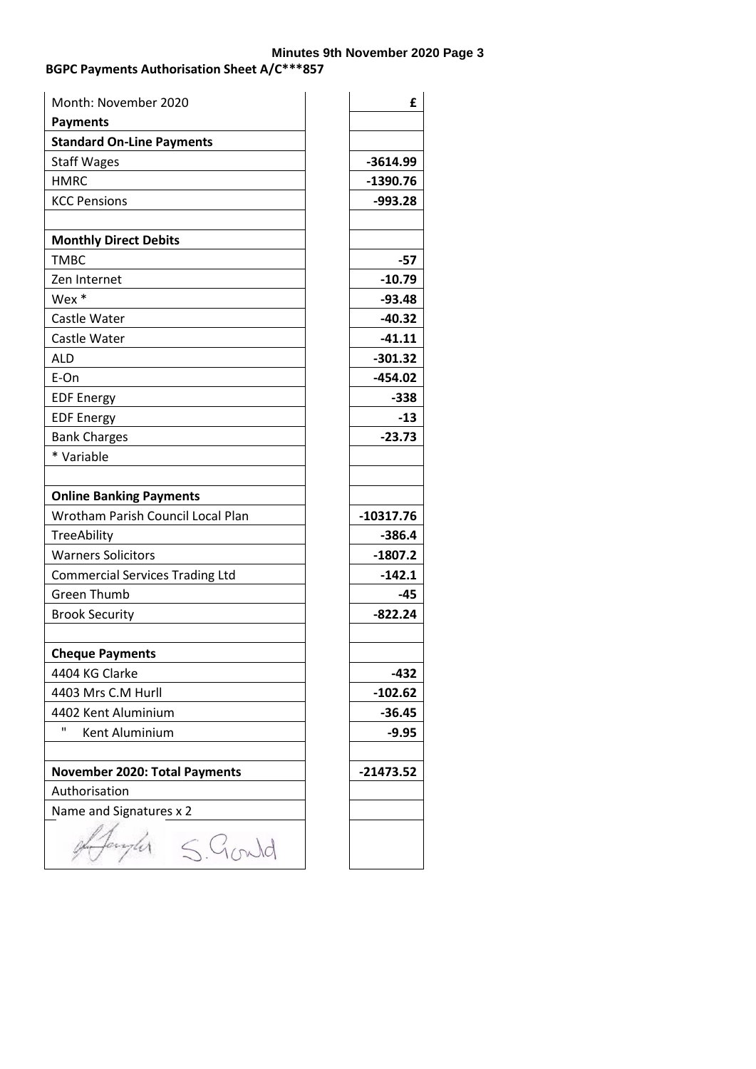Minutes 9th November 2020 Page 3

**BGPC Payments Authorisation Sheet A/C\*\*\*857**

| Month: November 2020 | **£** |
|---|---|
| **Payments** | |
| **Standard On-Line Payments** | |
| Staff Wages | **-3614.99** |
| HMRC | **-1390.76** |
| KCC Pensions | **-993.28** |
| | |
| **Monthly Direct Debits** | |
| TMBC | **-57** |
| Zen Internet | **-10.79** |
| Wex * | **-93.48** |
| Castle Water | **-40.32** |
| Castle Water | **-41.11** |
| ALD | **-301.32** |
| E-On | **-454.02** |
| EDF Energy | **-338** |
| EDF Energy | **-13** |
| Bank Charges | **-23.73** |
| * Variable | |
| | |
| **Online Banking Payments** | |
| Wrotham Parish Council Local Plan | **-10317.76** |
| TreeAbility | **-386.4** |
| Warners Solicitors | **-1807.2** |
| Commercial Services Trading Ltd | **-142.1** |
| Green Thumb | **-45** |
| Brook Security | **-822.24** |
| | |
| **Cheque Payments** | |
| 4404 KG Clarke | **-432** |
| 4403 Mrs C.M Hurll | **-102.62** |
| 4402 Kent Aluminium | **-36.45** |
| " Kent Aluminium | **-9.95** |
| | |
| **November 2020: Total Payments** | **-21473.52** |
| Authorisation | |
| Name and Signatures x 2 | |
| [signature] S. Gould | |